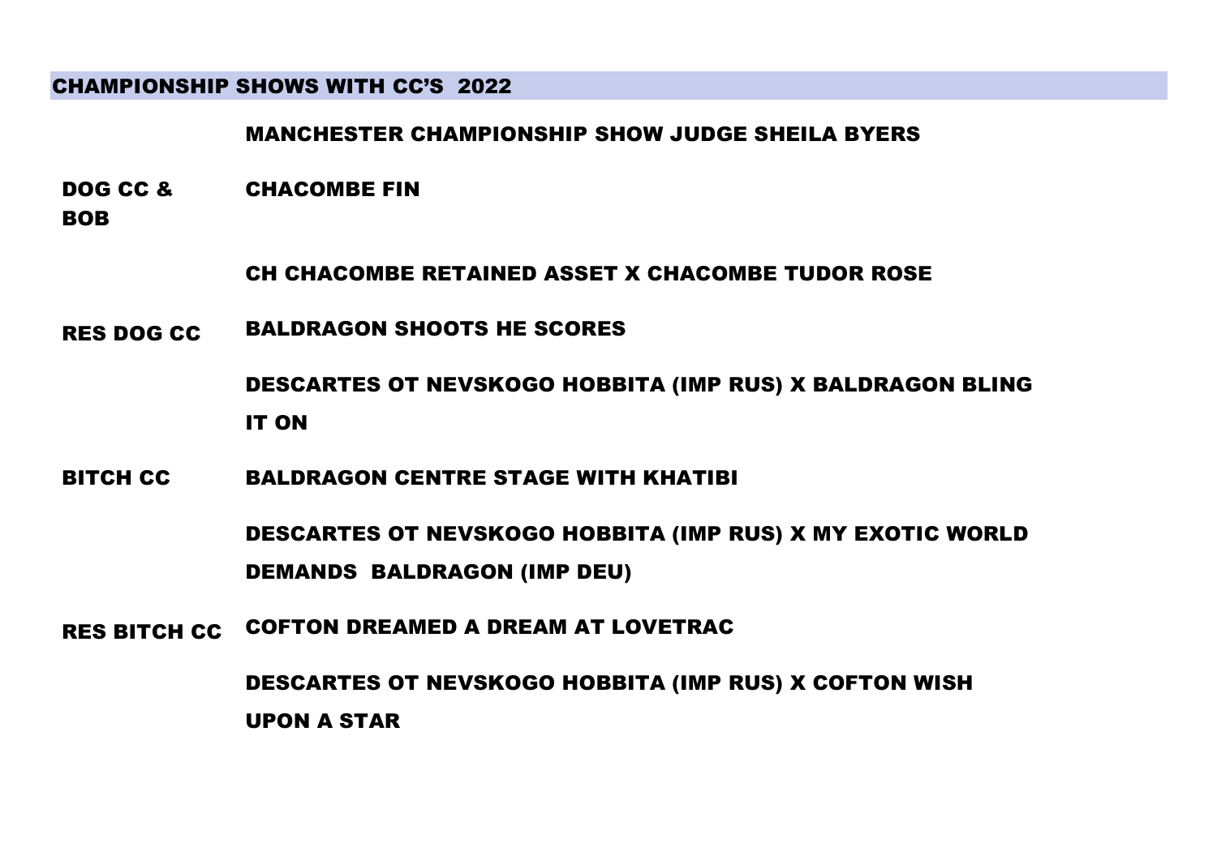## CHAMPIONSHIP SHOWS WITH CC'S 2022

### MANCHESTER CHAMPIONSHIP SHOW JUDGE SHEILA BYERS

| | |
|---|---|
| **DOG CC & BOB** | **CHACOMBE FIN** |
| | **CH CHACOMBE RETAINED ASSET X CHACOMBE TUDOR ROSE** |
| **RES DOG CC** | **BALDRAGON SHOOTS HE SCORES** |
| | **DESCARTES OT NEVSKOGO HOBBITA (IMP RUS) X BALDRAGON BLING IT ON** |
| **BITCH CC** | **BALDRAGON CENTRE STAGE WITH KHATIBI** |
| | **DESCARTES OT NEVSKOGO HOBBITA (IMP RUS) X MY EXOTIC WORLD DEMANDS BALDRAGON (IMP DEU)** |
| **RES BITCH CC** | **COFTON DREAMED A DREAM AT LOVETRAC** |
| | **DESCARTES OT NEVSKOGO HOBBITA (IMP RUS) X COFTON WISH UPON A STAR** |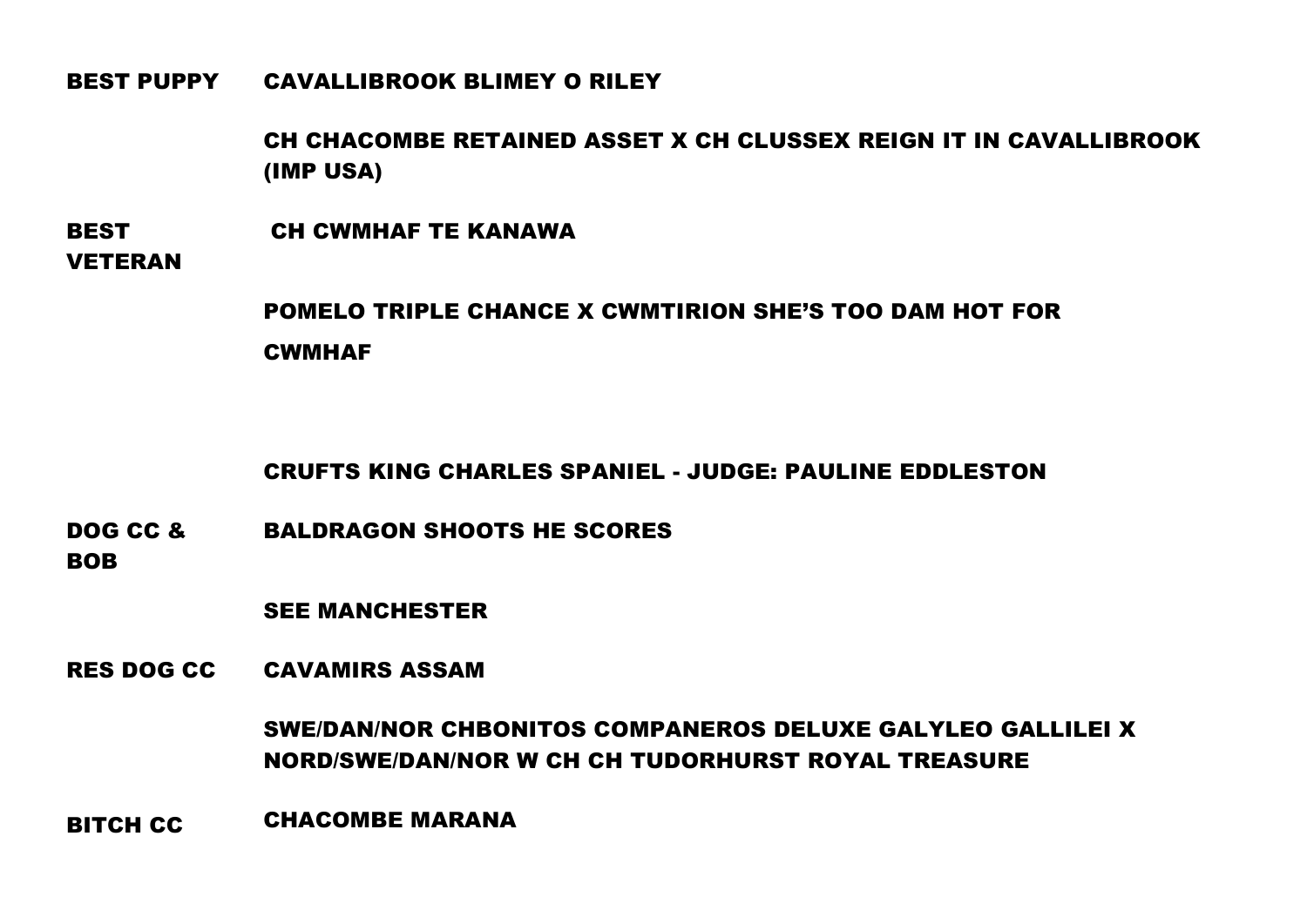**BEST PUPPY** CAVALLIBROOK BLIMEY O RILEY

CH CHACOMBE RETAINED ASSET X CH CLUSSEX REIGN IT IN CAVALLIBROOK (IMP USA)

**BEST VETERAN** CH CWMHAF TE KANAWA

POMELO TRIPLE CHANCE X CWMTIRION SHE'S TOO DAM HOT FOR CWMHAF

## CRUFTS KING CHARLES SPANIEL - JUDGE: PAULINE EDDLESTON

**DOG CC & BOB** BALDRAGON SHOOTS HE SCORES

SEE MANCHESTER

**RES DOG CC** CAVAMIRS ASSAM

SWE/DAN/NOR CHBONITOS COMPANEROS DELUXE GALYLEO GALLILEI X NORD/SWE/DAN/NOR W CH CH TUDORHURST ROYAL TREASURE

**BITCH CC** CHACOMBE MARANA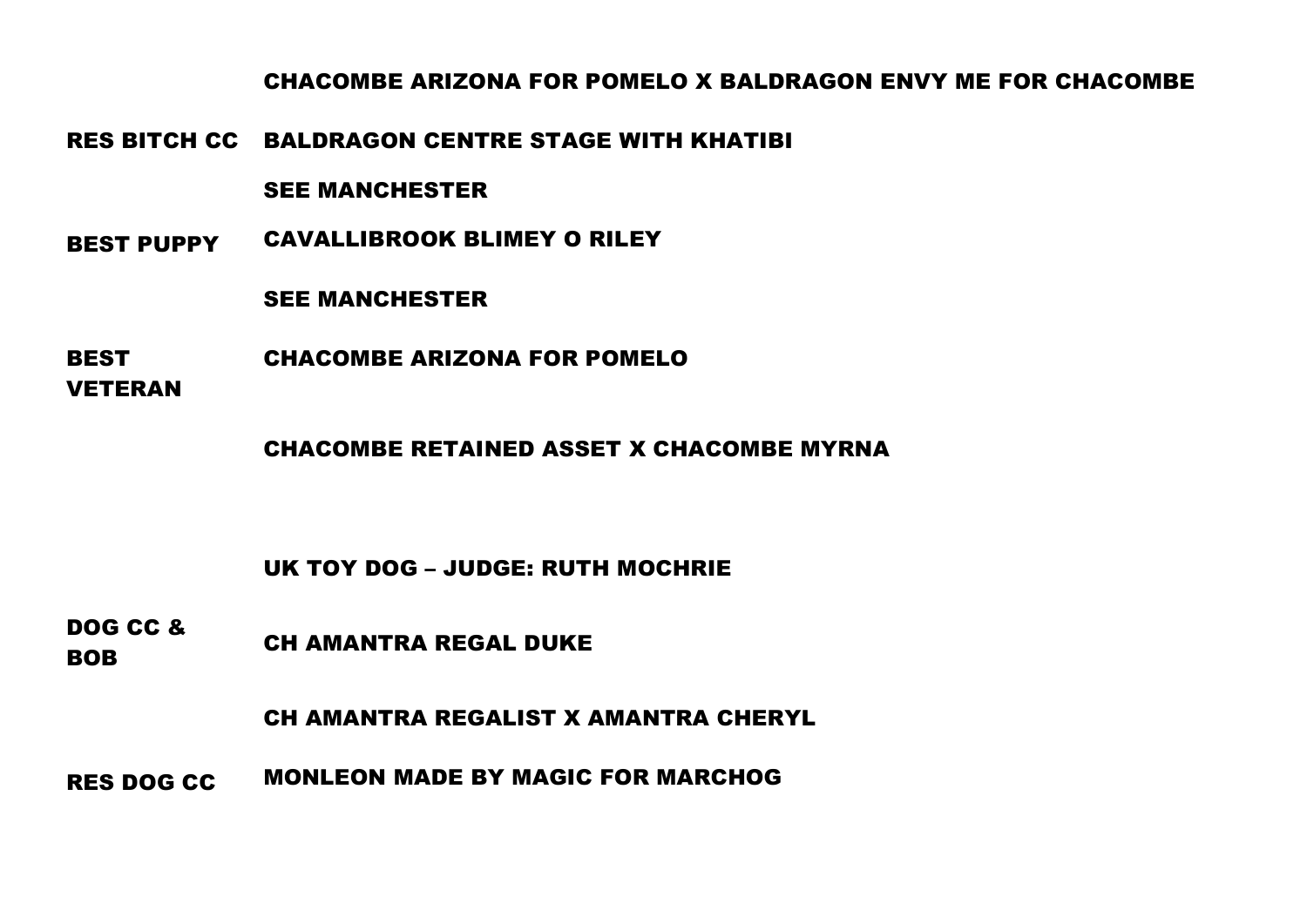| | |
|---|---|
| | CHACOMBE ARIZONA FOR POMELO X BALDRAGON ENVY ME FOR CHACOMBE |
| RES BITCH CC | BALDRAGON CENTRE STAGE WITH KHATIBI |
| | SEE MANCHESTER |
| BEST PUPPY | CAVALLIBROOK BLIMEY O RILEY |
| | SEE MANCHESTER |
| BEST VETERAN | CHACOMBE ARIZONA FOR POMELO |
| | CHACOMBE RETAINED ASSET X CHACOMBE MYRNA |

## UK TOY DOG – JUDGE: RUTH MOCHRIE

| | |
|---|---|
| DOG CC & BOB | CH AMANTRA REGAL DUKE |
| | CH AMANTRA REGALIST X AMANTRA CHERYL |
| RES DOG CC | MONLEON MADE BY MAGIC FOR MARCHOG |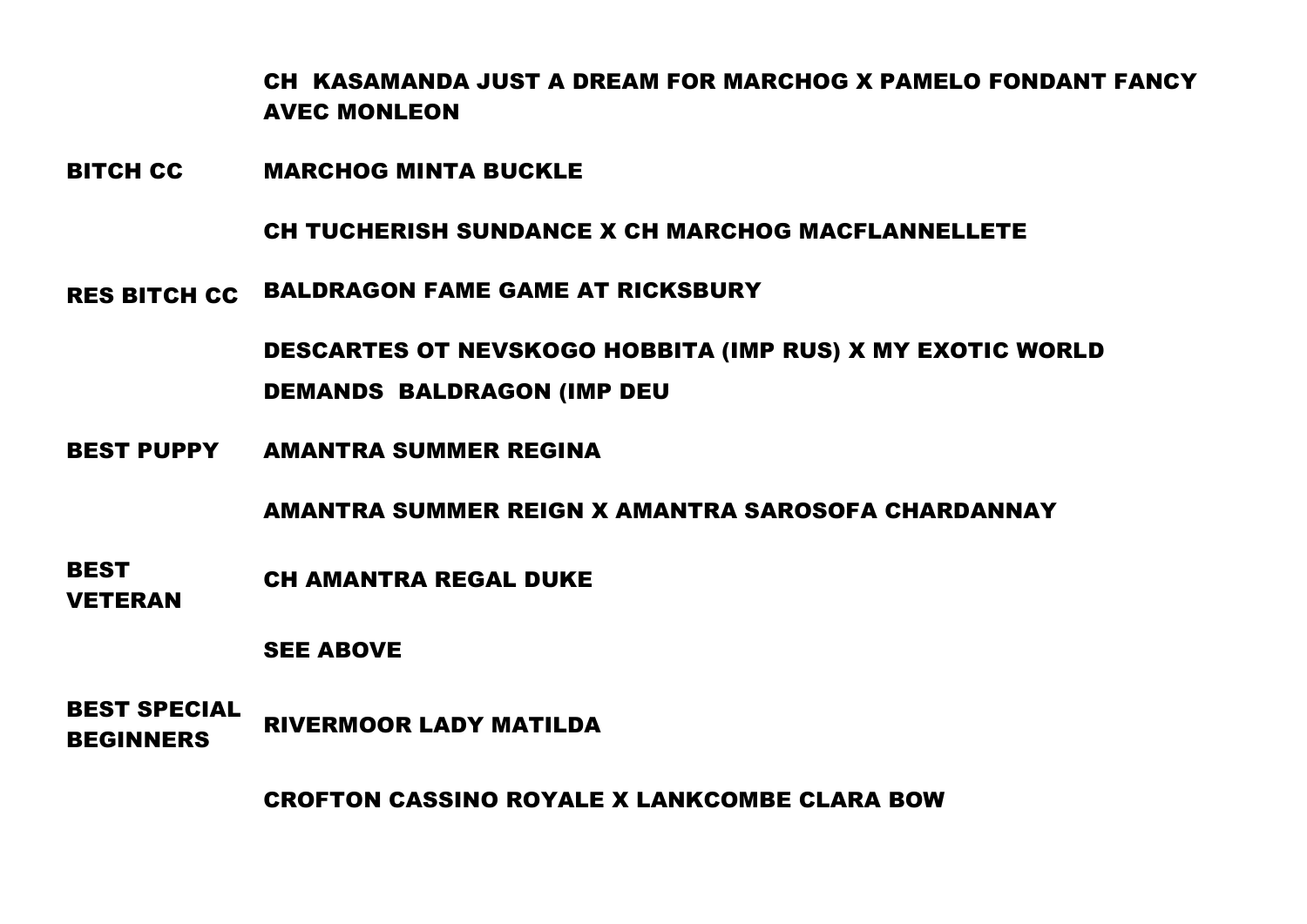|  |  |
|---|---|
|  | CH  KASAMANDA JUST A DREAM FOR MARCHOG X PAMELO FONDANT FANCY AVEC MONLEON |
| BITCH CC | MARCHOG MINTA BUCKLE |
|  | CH TUCHERISH SUNDANCE X CH MARCHOG MACFLANNELLETE |
| RES BITCH CC | BALDRAGON FAME GAME AT RICKSBURY |
|  | DESCARTES OT NEVSKOGO HOBBITA (IMP RUS) X MY EXOTIC WORLD DEMANDS  BALDRAGON (IMP DEU |
| BEST PUPPY | AMANTRA SUMMER REGINA |
|  | AMANTRA SUMMER REIGN X AMANTRA SAROSOFA CHARDANNAY |
| BEST VETERAN | CH AMANTRA REGAL DUKE |
|  | SEE ABOVE |
| BEST SPECIAL BEGINNERS | RIVERMOOR LADY MATILDA |
|  | CROFTON CASSINO ROYALE X LANKCOMBE CLARA BOW |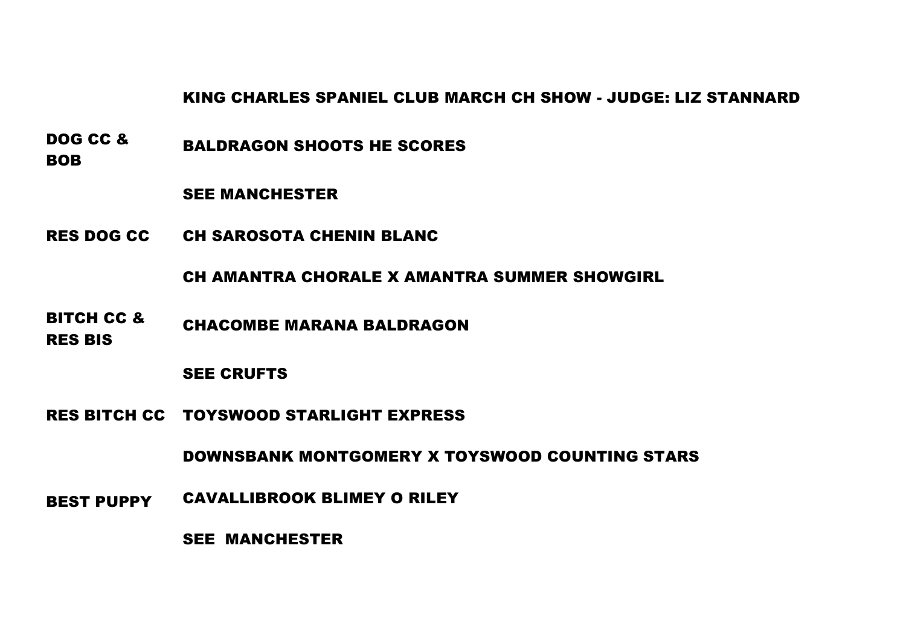## KING CHARLES SPANIEL CLUB MARCH CH SHOW - JUDGE: LIZ STANNARD

| | |
|---|---|
| **DOG CC & BOB** | **BALDRAGON SHOOTS HE SCORES** |
| | **SEE MANCHESTER** |
| **RES DOG CC** | **CH SAROSOTA CHENIN BLANC** |
| | **CH AMANTRA CHORALE X AMANTRA SUMMER SHOWGIRL** |
| **BITCH CC & RES BIS** | **CHACOMBE MARANA BALDRAGON** |
| | **SEE CRUFTS** |
| **RES BITCH CC** | **TOYSWOOD STARLIGHT EXPRESS** |
| | **DOWNSBANK MONTGOMERY X TOYSWOOD COUNTING STARS** |
| **BEST PUPPY** | **CAVALLIBROOK BLIMEY O RILEY** |
| | **SEE MANCHESTER** |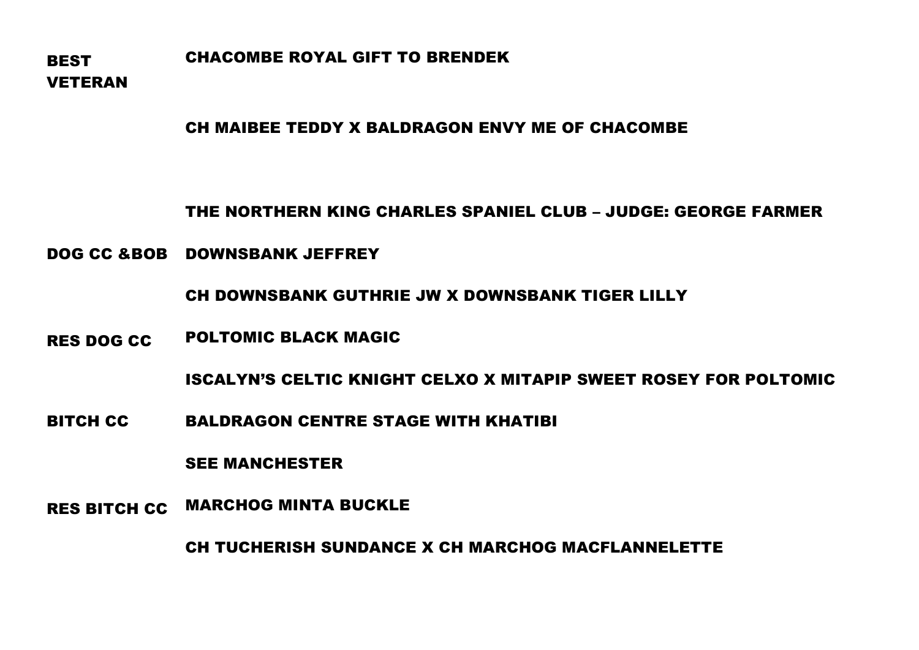| | |
|---|---|
| BEST VETERAN | CHACOMBE ROYAL GIFT TO BRENDEK |
| | CH MAIBEE TEDDY X BALDRAGON ENVY ME OF CHACOMBE |

## THE NORTHERN KING CHARLES SPANIEL CLUB – JUDGE: GEORGE FARMER

| | |
|---|---|
| DOG CC &BOB | DOWNSBANK JEFFREY |
| | CH DOWNSBANK GUTHRIE JW X DOWNSBANK TIGER LILLY |
| RES DOG CC | POLTOMIC BLACK MAGIC |
| | ISCALYN'S CELTIC KNIGHT CELXO X MITAPIP SWEET ROSEY FOR POLTOMIC |
| BITCH CC | BALDRAGON CENTRE STAGE WITH KHATIBI |
| | SEE MANCHESTER |
| RES BITCH CC | MARCHOG MINTA BUCKLE |
| | CH TUCHERISH SUNDANCE X CH MARCHOG MACFLANNELETTE |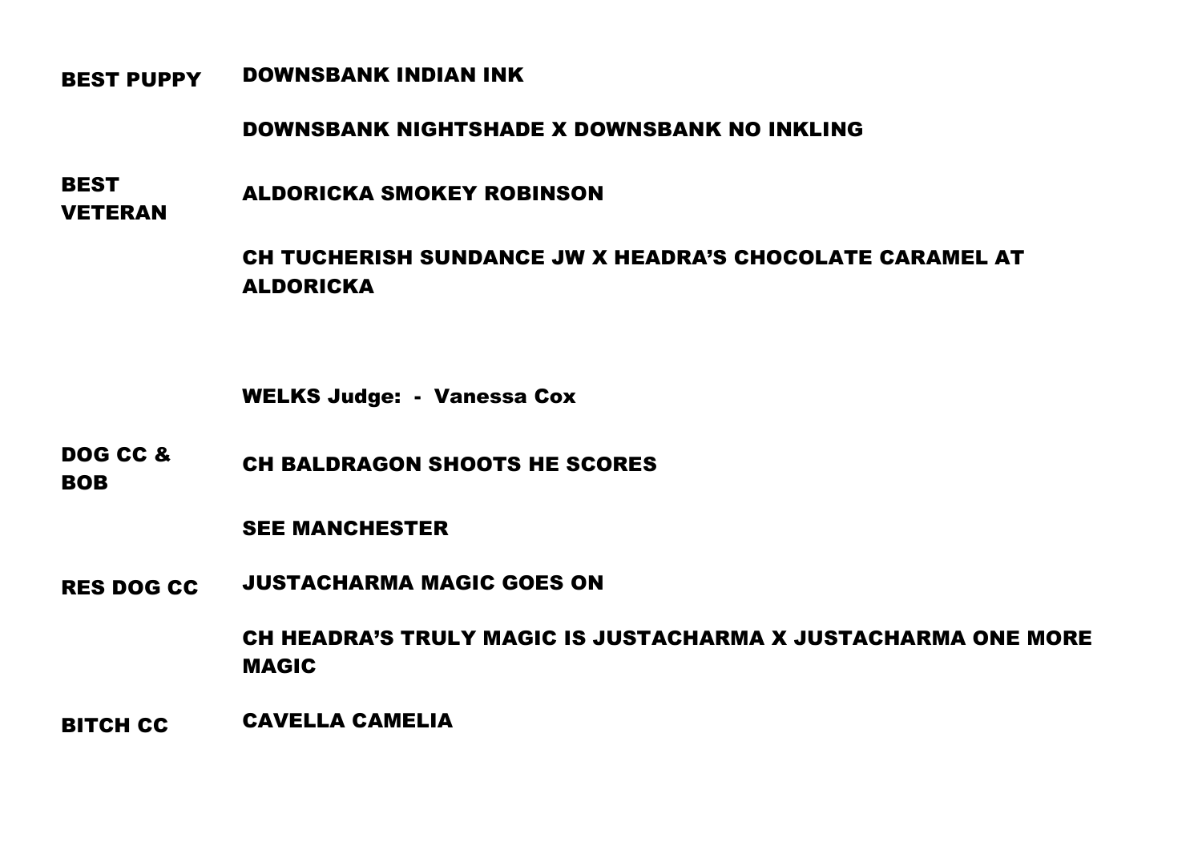| | |
|---|---|
| **BEST PUPPY** | **DOWNSBANK INDIAN INK** |
| | **DOWNSBANK NIGHTSHADE X DOWNSBANK NO INKLING** |
| **BEST VETERAN** | **ALDORICKA SMOKEY ROBINSON** |
| | **CH TUCHERISH SUNDANCE JW X HEADRA'S CHOCOLATE CARAMEL AT ALDORICKA** |

**WELKS Judge: - Vanessa Cox**

| | |
|---|---|
| **DOG CC & BOB** | **CH BALDRAGON SHOOTS HE SCORES** |
| | **SEE MANCHESTER** |
| **RES DOG CC** | **JUSTACHARMA MAGIC GOES ON** |
| | **CH HEADRA'S TRULY MAGIC IS JUSTACHARMA X JUSTACHARMA ONE MORE MAGIC** |
| **BITCH CC** | **CAVELLA CAMELIA** |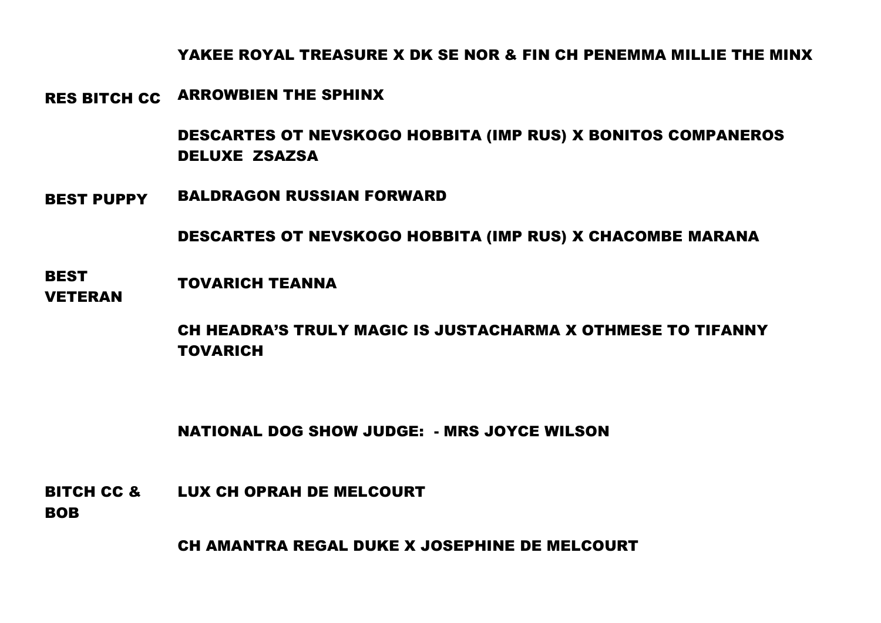YAKEE ROYAL TREASURE X DK SE NOR & FIN CH PENEMMA MILLIE THE MINX

| | |
|---|---|
| **RES BITCH CC** | **ARROWBIEN THE SPHINX** |
| | **DESCARTES OT NEVSKOGO HOBBITA (IMP RUS) X BONITOS COMPANEROS DELUXE ZSAZSA** |
| **BEST PUPPY** | **BALDRAGON RUSSIAN FORWARD** |
| | **DESCARTES OT NEVSKOGO HOBBITA (IMP RUS) X CHACOMBE MARANA** |
| **BEST VETERAN** | **TOVARICH TEANNA** |
| | **CH HEADRA'S TRULY MAGIC IS JUSTACHARMA X OTHMESE TO TIFANNY TOVARICH** |

**NATIONAL DOG SHOW JUDGE: - MRS JOYCE WILSON**

| | |
|---|---|
| **BITCH CC & BOB** | **LUX CH OPRAH DE MELCOURT** |
| | **CH AMANTRA REGAL DUKE X JOSEPHINE DE MELCOURT** |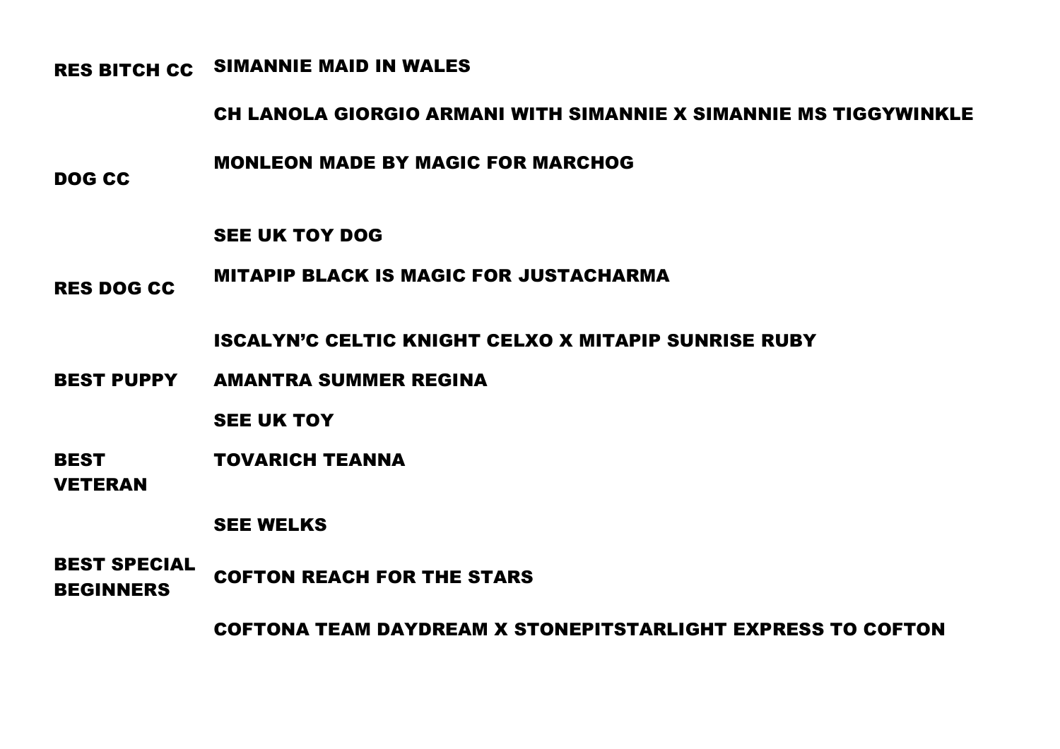| | |
|---|---|
| **RES BITCH CC** | **SIMANNIE MAID IN WALES** |
| | **CH LANOLA GIORGIO ARMANI WITH SIMANNIE X SIMANNIE MS TIGGYWINKLE** |
| **DOG CC** | **MONLEON MADE BY MAGIC FOR MARCHOG** |
| | **SEE UK TOY DOG** |
| **RES DOG CC** | **MITAPIP BLACK IS MAGIC FOR JUSTACHARMA** |
| | **ISCALYN'C CELTIC KNIGHT CELXO X MITAPIP SUNRISE RUBY** |
| **BEST PUPPY** | **AMANTRA SUMMER REGINA** |
| | **SEE UK TOY** |
| **BEST VETERAN** | **TOVARICH TEANNA** |
| | **SEE WELKS** |
| **BEST SPECIAL BEGINNERS** | **COFTON REACH FOR THE STARS** |
| | **COFTONA TEAM DAYDREAM X STONEPITSTARLIGHT EXPRESS TO COFTON** |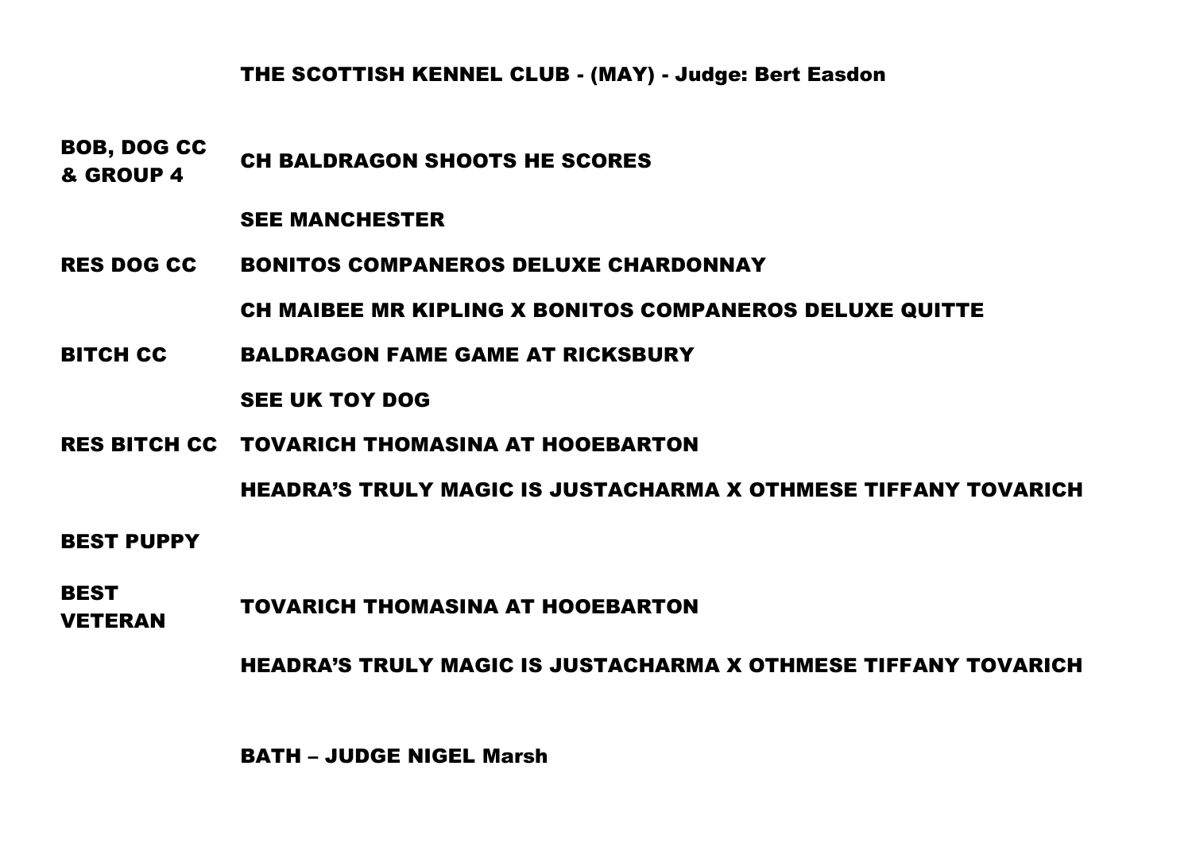## THE SCOTTISH KENNEL CLUB - (MAY) - Judge: Bert Easdon

| | |
|---|---|
| **BOB, DOG CC & GROUP 4** | **CH BALDRAGON SHOOTS HE SCORES** |
| | **SEE MANCHESTER** |
| **RES DOG CC** | **BONITOS COMPANEROS DELUXE CHARDONNAY** |
| | **CH MAIBEE MR KIPLING X BONITOS COMPANEROS DELUXE QUITTE** |
| **BITCH CC** | **BALDRAGON FAME GAME AT RICKSBURY** |
| | **SEE UK TOY DOG** |
| **RES BITCH CC** | **TOVARICH THOMASINA AT HOOEBARTON** |
| | **HEADRA'S TRULY MAGIC IS JUSTACHARMA X OTHMESE TIFFANY TOVARICH** |
| **BEST PUPPY** | |
| **BEST VETERAN** | **TOVARICH THOMASINA AT HOOEBARTON** |
| | **HEADRA'S TRULY MAGIC IS JUSTACHARMA X OTHMESE TIFFANY TOVARICH** |

## BATH – JUDGE NIGEL Marsh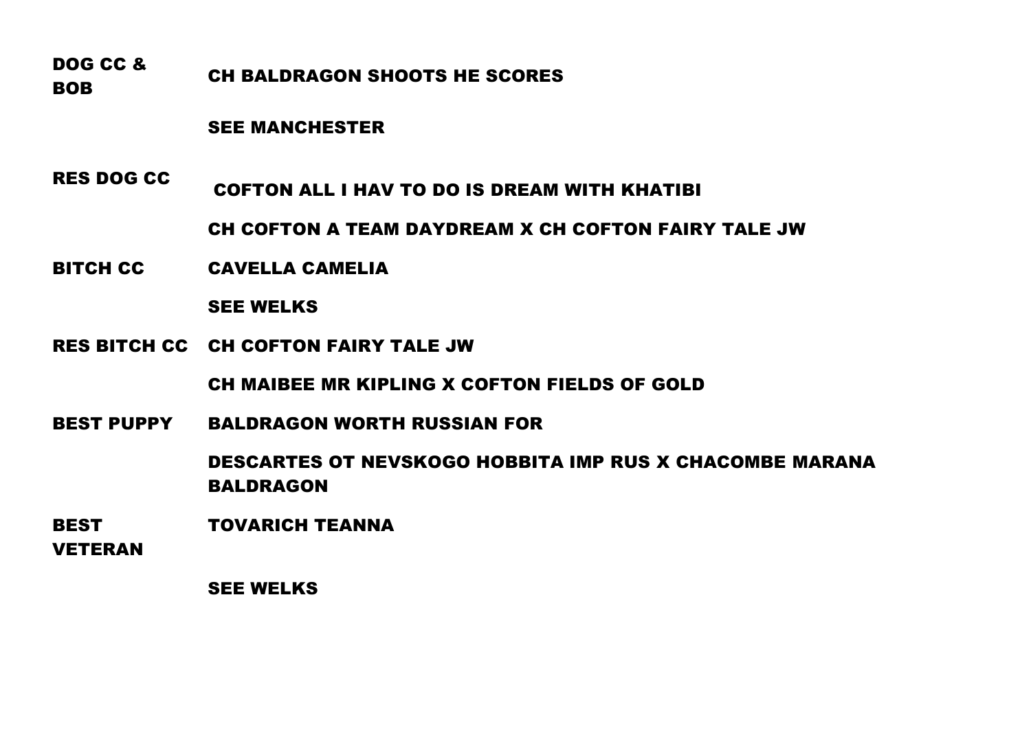| | |
|---|---|
| DOG CC & BOB | CH BALDRAGON SHOOTS HE SCORES |
| | SEE MANCHESTER |
| RES DOG CC | COFTON ALL I HAV TO DO IS DREAM WITH KHATIBI |
| | CH COFTON A TEAM DAYDREAM X CH COFTON FAIRY TALE JW |
| BITCH CC | CAVELLA CAMELIA |
| | SEE WELKS |
| RES BITCH CC | CH COFTON FAIRY TALE JW |
| | CH MAIBEE MR KIPLING X COFTON FIELDS OF GOLD |
| BEST PUPPY | BALDRAGON WORTH RUSSIAN FOR |
| | DESCARTES OT NEVSKOGO HOBBITA IMP RUS X CHACOMBE MARANA BALDRAGON |
| BEST VETERAN | TOVARICH TEANNA |
| | SEE WELKS |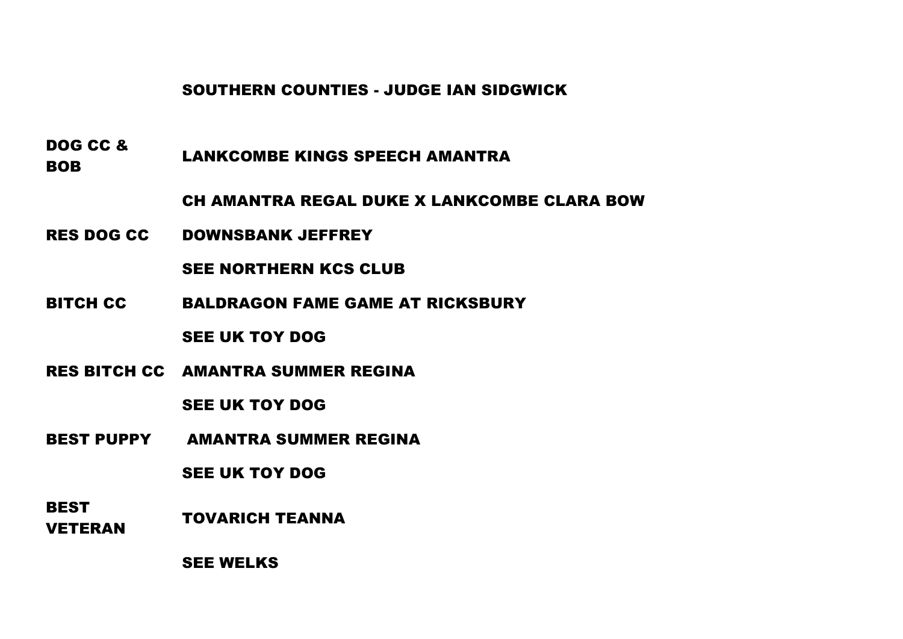## SOUTHERN COUNTIES - JUDGE IAN SIDGWICK

| | |
|---|---|
| **DOG CC & BOB** | **LANKCOMBE KINGS SPEECH AMANTRA** |
| | **CH AMANTRA REGAL DUKE X LANKCOMBE CLARA BOW** |
| **RES DOG CC** | **DOWNSBANK JEFFREY** |
| | **SEE NORTHERN KCS CLUB** |
| **BITCH CC** | **BALDRAGON FAME GAME AT RICKSBURY** |
| | **SEE UK TOY DOG** |
| **RES BITCH CC** | **AMANTRA SUMMER REGINA** |
| | **SEE UK TOY DOG** |
| **BEST PUPPY** | **AMANTRA SUMMER REGINA** |
| | **SEE UK TOY DOG** |
| **BEST VETERAN** | **TOVARICH TEANNA** |
| | **SEE WELKS** |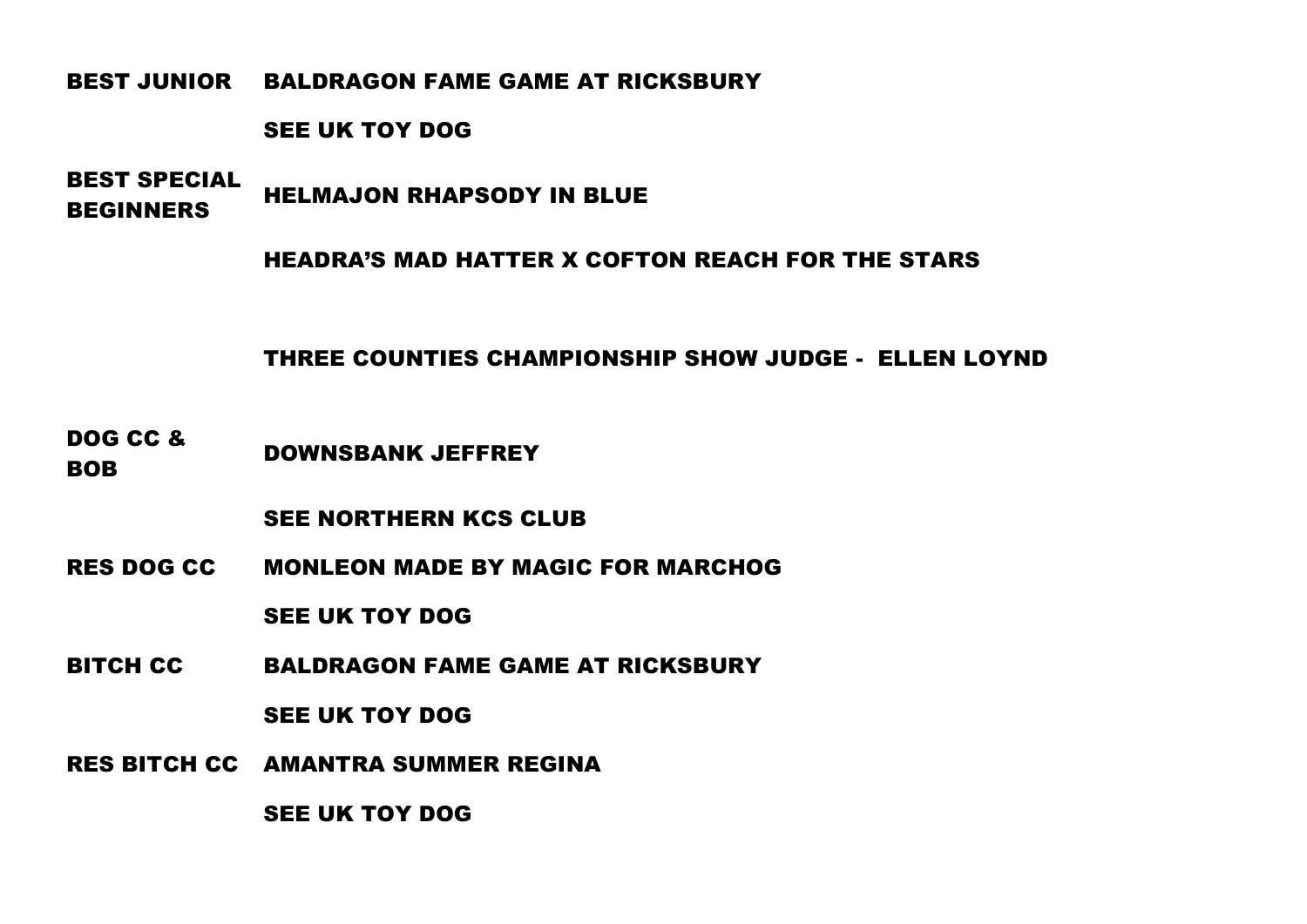**BEST JUNIOR** BALDRAGON FAME GAME AT RICKSBURY

SEE UK TOY DOG

**BEST SPECIAL BEGINNERS** HELMAJON RHAPSODY IN BLUE

HEADRA'S MAD HATTER X COFTON REACH FOR THE STARS

## THREE COUNTIES CHAMPIONSHIP SHOW JUDGE - ELLEN LOYND

**DOG CC & BOB** DOWNSBANK JEFFREY

SEE NORTHERN KCS CLUB

**RES DOG CC** MONLEON MADE BY MAGIC FOR MARCHOG

SEE UK TOY DOG

**BITCH CC** BALDRAGON FAME GAME AT RICKSBURY

SEE UK TOY DOG

**RES BITCH CC** AMANTRA SUMMER REGINA

SEE UK TOY DOG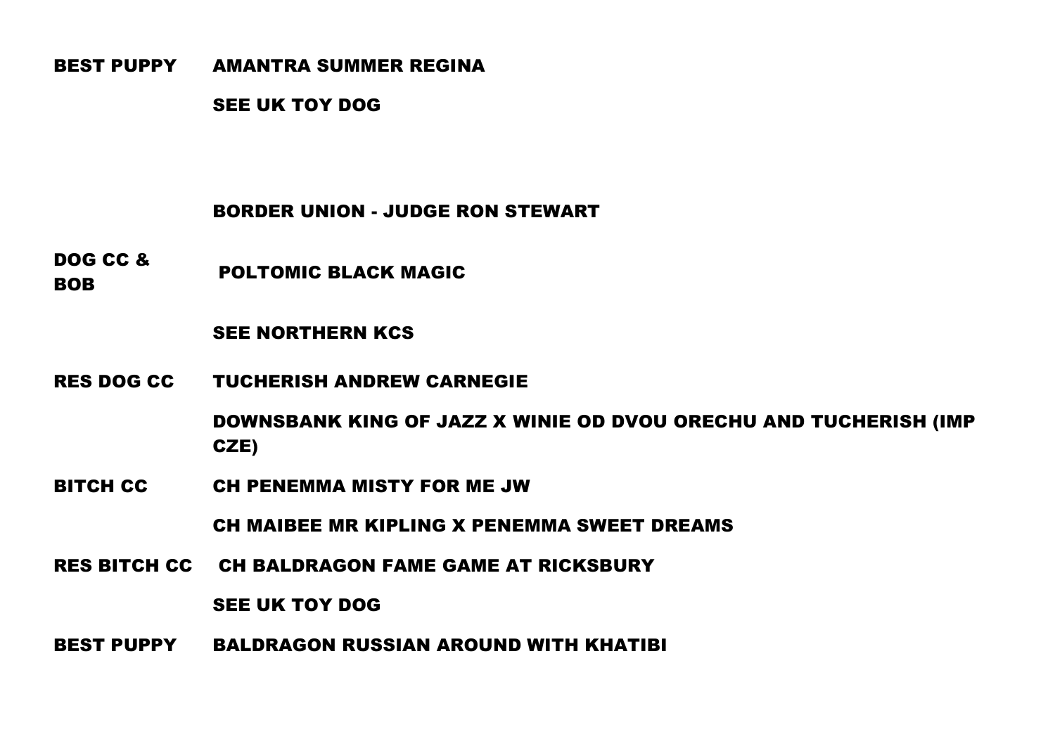**BEST PUPPY** AMANTRA SUMMER REGINA

SEE UK TOY DOG

## BORDER UNION - JUDGE RON STEWART

**DOG CC & BOB** POLTOMIC BLACK MAGIC

SEE NORTHERN KCS

**RES DOG CC** TUCHERISH ANDREW CARNEGIE

DOWNSBANK KING OF JAZZ X WINIE OD DVOU ORECHU AND TUCHERISH (IMP CZE)

**BITCH CC** CH PENEMMA MISTY FOR ME JW

CH MAIBEE MR KIPLING X PENEMMA SWEET DREAMS

**RES BITCH CC** CH BALDRAGON FAME GAME AT RICKSBURY

SEE UK TOY DOG

**BEST PUPPY** BALDRAGON RUSSIAN AROUND WITH KHATIBI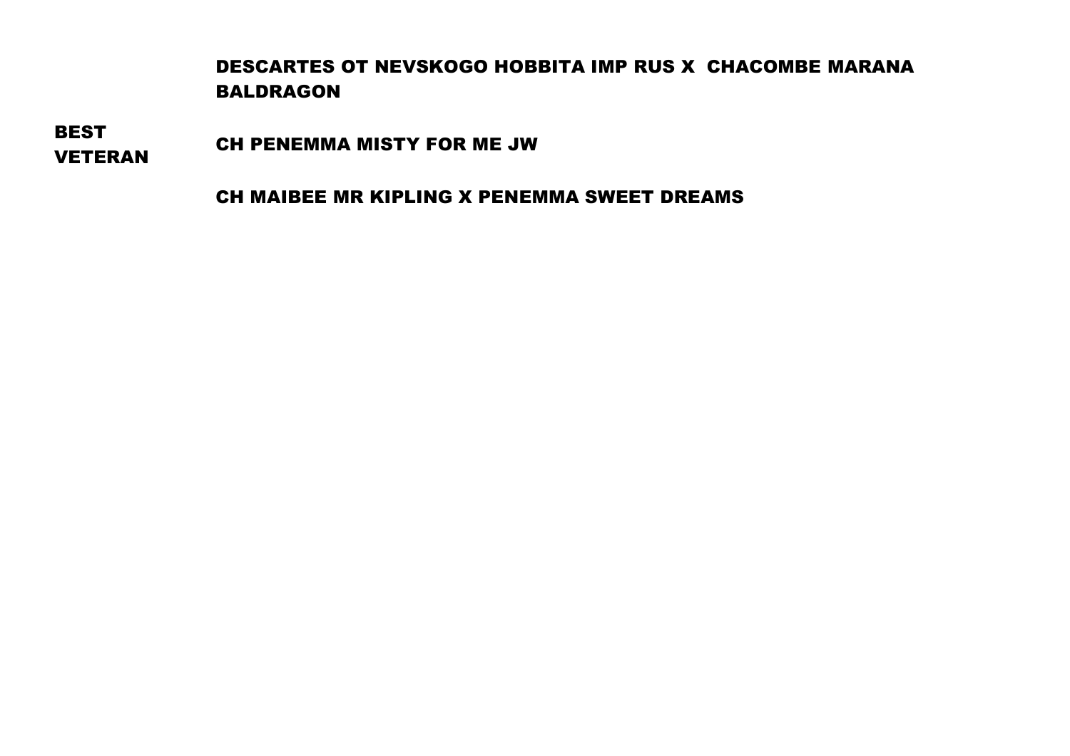| | |
|---|---|
| | **DESCARTES OT NEVSKOGO HOBBITA IMP RUS X CHACOMBE MARANA BALDRAGON** |
| **BEST VETERAN** | **CH PENEMMA MISTY FOR ME JW** |
| | **CH MAIBEE MR KIPLING X PENEMMA SWEET DREAMS** |